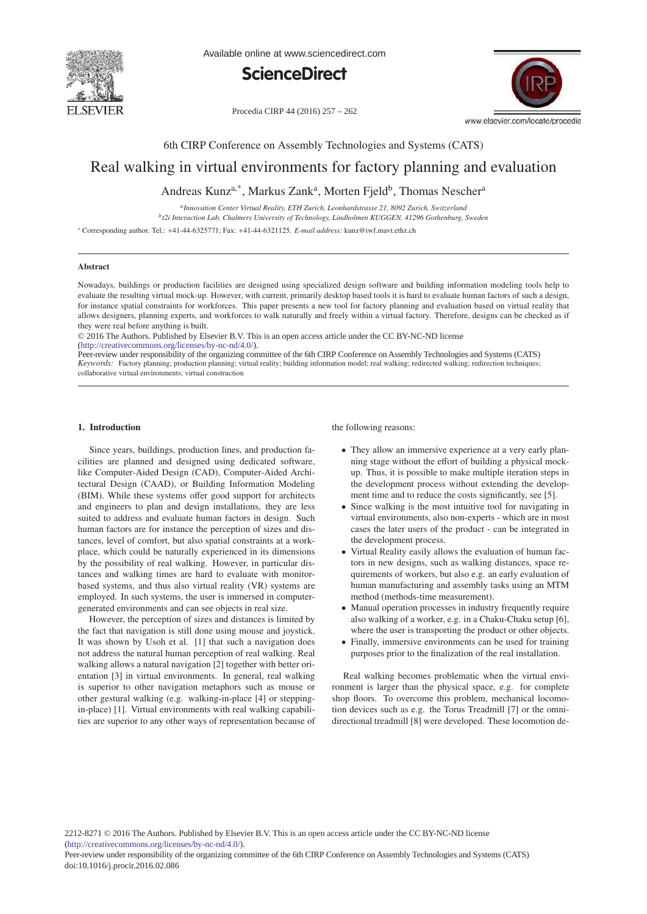6th CIRP Conference on Assembly Technologies and Systems (CATS)

# Real walking in virtual environments for factory planning and evaluation

Andreas Kunz[a,*], Markus Zank[a], Morten Fjeld[b], Thomas Nescher[a]

[a] *Innovation Center Virtual Reality, ETH Zurich, Leonhardstrasse 21, 8092 Zurich, Switzerland*
[b] *t2i Interaction Lab, Chalmers University of Technology, Lindholmen KUGGEN, 41296 Gothenburg, Sweden*

[*] Corresponding author. Tel.: +41-44-6325771; Fax: +41-44-6321125. *E-mail address:* kunz@iwf.mavt.ethz.ch

## Abstract

Nowadays, buildings or production facilities are designed using specialized design software and building information modeling tools help to evaluate the resulting virtual mock-up. However, with current, primarily desktop based tools it is hard to evaluate human factors of such a design, for instance spatial constraints for workforces. This paper presents a new tool for factory planning and evaluation based on virtual reality that allows designers, planning experts, and workforces to walk naturally and freely within a virtual factory. Therefore, designs can be checked as if they were real before anything is built.

© 2016 The Authors. Published by Elsevier B.V. This is an open access article under the CC BY-NC-ND license (http://creativecommons.org/licenses/by-nc-nd/4.0/).
Peer-review under responsibility of the organizing committee of the 6th CIRP Conference on Assembly Technologies and Systems (CATS)

*Keywords:* Factory planning; production planning; virtual reality; building information model; real walking; redirected walking; redirection techniques; collaborative virtual environments; virtual construction

## 1. Introduction

Since years, buildings, production lines, and production facilities are planned and designed using dedicated software, like Computer-Aided Design (CAD), Computer-Aided Architectural Design (CAAD), or Building Information Modeling (BIM). While these systems offer good support for architects and engineers to plan and design installations, they are less suited to address and evaluate human factors in design. Such human factors are for instance the perception of sizes and distances, level of comfort, but also spatial constraints at a workplace, which could be naturally experienced in its dimensions by the possibility of real walking. However, in particular distances and walking times are hard to evaluate with monitor-based systems, and thus also virtual reality (VR) systems are employed. In such systems, the user is immersed in computer-generated environments and can see objects in real size.

However, the perception of sizes and distances is limited by the fact that navigation is still done using mouse and joystick. It was shown by Usoh et al. [1] that such a navigation does not address the natural human perception of real walking. Real walking allows a natural navigation [2] together with better orientation [3] in virtual environments. In general, real walking is superior to other navigation metaphors such as mouse or other gestural walking (e.g. walking-in-place [4] or stepping-in-place) [1]. Virtual environments with real walking capabilities are superior to any other ways of representation because of the following reasons:

- They allow an immersive experience at a very early planning stage without the effort of building a physical mock-up. Thus, it is possible to make multiple iteration steps in the development process without extending the development time and to reduce the costs significantly, see [5].
- Since walking is the most intuitive tool for navigating in virtual environments, also non-experts - which are in most cases the later users of the product - can be integrated in the development process.
- Virtual Reality easily allows the evaluation of human factors in new designs, such as walking distances, space requirements of workers, but also e.g. an early evaluation of human manufacturing and assembly tasks using an MTM method (methods-time measurement).
- Manual operation processes in industry frequently require also walking of a worker, e.g. in a Chaku-Chaku setup [6], where the user is transporting the product or other objects.
- Finally, immersive environments can be used for training purposes prior to the finalization of the real installation.

Real walking becomes problematic when the virtual environment is larger than the physical space, e.g. for complete shop floors. To overcome this problem, mechanical locomotion devices such as e.g. the Torus Treadmill [7] or the omni-directional treadmill [8] were developed. These locomotion de-

2212-8271 © 2016 The Authors. Published by Elsevier B.V. This is an open access article under the CC BY-NC-ND license (http://creativecommons.org/licenses/by-nc-nd/4.0/).
Peer-review under responsibility of the organizing committee of the 6th CIRP Conference on Assembly Technologies and Systems (CATS)
doi:10.1016/j.procir.2016.02.086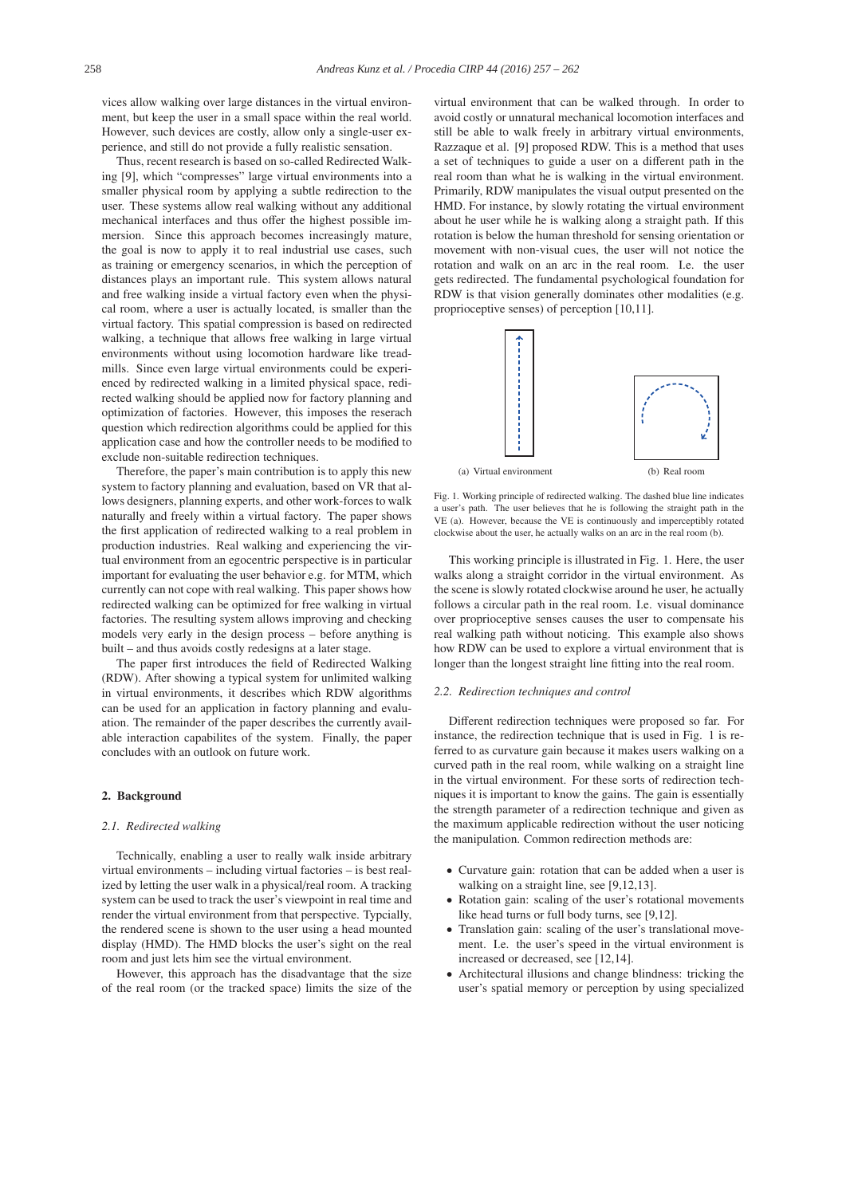vices allow walking over large distances in the virtual environment, but keep the user in a small space within the real world. However, such devices are costly, allow only a single-user experience, and still do not provide a fully realistic sensation.

Thus, recent research is based on so-called Redirected Walking [9], which "compresses" large virtual environments into a smaller physical room by applying a subtle redirection to the user. These systems allow real walking without any additional mechanical interfaces and thus offer the highest possible immersion. Since this approach becomes increasingly mature, the goal is now to apply it to real industrial use cases, such as training or emergency scenarios, in which the perception of distances plays an important rule. This system allows natural and free walking inside a virtual factory even when the physical room, where a user is actually located, is smaller than the virtual factory. This spatial compression is based on redirected walking, a technique that allows free walking in large virtual environments without using locomotion hardware like treadmills. Since even large virtual environments could be experienced by redirected walking in a limited physical space, redirected walking should be applied now for factory planning and optimization of factories. However, this imposes the reserach question which redirection algorithms could be applied for this application case and how the controller needs to be modified to exclude non-suitable redirection techniques.

Therefore, the paper's main contribution is to apply this new system to factory planning and evaluation, based on VR that allows designers, planning experts, and other work-forces to walk naturally and freely within a virtual factory. The paper shows the first application of redirected walking to a real problem in production industries. Real walking and experiencing the virtual environment from an egocentric perspective is in particular important for evaluating the user behavior e.g. for MTM, which currently can not cope with real walking. This paper shows how redirected walking can be optimized for free walking in virtual factories. The resulting system allows improving and checking models very early in the design process – before anything is built – and thus avoids costly redesigns at a later stage.

The paper first introduces the field of Redirected Walking (RDW). After showing a typical system for unlimited walking in virtual environments, it describes which RDW algorithms can be used for an application in factory planning and evaluation. The remainder of the paper describes the currently available interaction capabilites of the system. Finally, the paper concludes with an outlook on future work.

## 2. Background

### *2.1. Redirected walking*

Technically, enabling a user to really walk inside arbitrary virtual environments – including virtual factories – is best realized by letting the user walk in a physical/real room. A tracking system can be used to track the user's viewpoint in real time and render the virtual environment from that perspective. Typcially, the rendered scene is shown to the user using a head mounted display (HMD). The HMD blocks the user's sight on the real room and just lets him see the virtual environment.

However, this approach has the disadvantage that the size of the real room (or the tracked space) limits the size of the virtual environment that can be walked through. In order to avoid costly or unnatural mechanical locomotion interfaces and still be able to walk freely in arbitrary virtual environments, Razzaque et al. [9] proposed RDW. This is a method that uses a set of techniques to guide a user on a different path in the real room than what he is walking in the virtual environment. Primarily, RDW manipulates the visual output presented on the HMD. For instance, by slowly rotating the virtual environment about he user while he is walking along a straight path. If this rotation is below the human threshold for sensing orientation or movement with non-visual cues, the user will not notice the rotation and walk on an arc in the real room. I.e. the user gets redirected. The fundamental psychological foundation for RDW is that vision generally dominates other modalities (e.g. proprioceptive senses) of perception [10,11].

(a) Virtual environment

(b) Real room

Fig. 1. Working principle of redirected walking. The dashed blue line indicates a user's path. The user believes that he is following the straight path in the VE (a). However, because the VE is continuously and imperceptibly rotated clockwise about the user, he actually walks on an arc in the real room (b).

This working principle is illustrated in Fig. 1. Here, the user walks along a straight corridor in the virtual environment. As the scene is slowly rotated clockwise around he user, he actually follows a circular path in the real room. I.e. visual dominance over proprioceptive senses causes the user to compensate his real walking path without noticing. This example also shows how RDW can be used to explore a virtual environment that is longer than the longest straight line fitting into the real room.

### *2.2. Redirection techniques and control*

Different redirection techniques were proposed so far. For instance, the redirection technique that is used in Fig. 1 is referred to as curvature gain because it makes users walking on a curved path in the real room, while walking on a straight line in the virtual environment. For these sorts of redirection techniques it is important to know the gains. The gain is essentially the strength parameter of a redirection technique and given as the maximum applicable redirection without the user noticing the manipulation. Common redirection methods are:

- Curvature gain: rotation that can be added when a user is walking on a straight line, see [9,12,13].
- Rotation gain: scaling of the user's rotational movements like head turns or full body turns, see [9,12].
- Translation gain: scaling of the user's translational movement. I.e. the user's speed in the virtual environment is increased or decreased, see [12,14].
- Architectural illusions and change blindness: tricking the user's spatial memory or perception by using specialized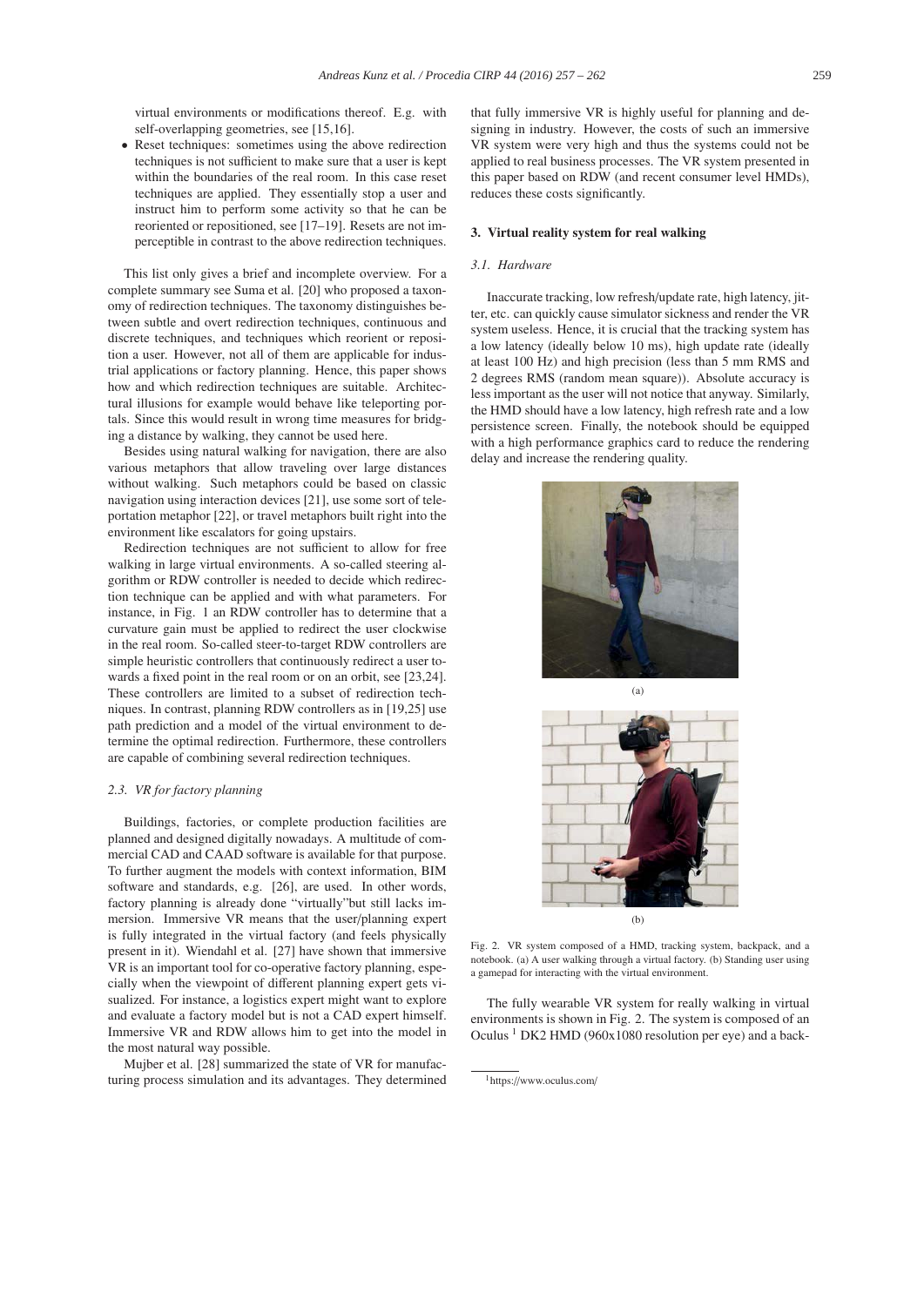virtual environments or modifications thereof. E.g. with self-overlapping geometries, see [15,16].

- Reset techniques: sometimes using the above redirection techniques is not sufficient to make sure that a user is kept within the boundaries of the real room. In this case reset techniques are applied. They essentially stop a user and instruct him to perform some activity so that he can be reoriented or repositioned, see [17–19]. Resets are not imperceptible in contrast to the above redirection techniques.

This list only gives a brief and incomplete overview. For a complete summary see Suma et al. [20] who proposed a taxonomy of redirection techniques. The taxonomy distinguishes between subtle and overt redirection techniques, continuous and discrete techniques, and techniques which reorient or reposition a user. However, not all of them are applicable for industrial applications or factory planning. Hence, this paper shows how and which redirection techniques are suitable. Architectural illusions for example would behave like teleporting portals. Since this would result in wrong time measures for bridging a distance by walking, they cannot be used here.

Besides using natural walking for navigation, there are also various metaphors that allow traveling over large distances without walking. Such metaphors could be based on classic navigation using interaction devices [21], use some sort of teleportation metaphor [22], or travel metaphors built right into the environment like escalators for going upstairs.

Redirection techniques are not sufficient to allow for free walking in large virtual environments. A so-called steering algorithm or RDW controller is needed to decide which redirection technique can be applied and with what parameters. For instance, in Fig. 1 an RDW controller has to determine that a curvature gain must be applied to redirect the user clockwise in the real room. So-called steer-to-target RDW controllers are simple heuristic controllers that continuously redirect a user towards a fixed point in the real room or on an orbit, see [23,24]. These controllers are limited to a subset of redirection techniques. In contrast, planning RDW controllers as in [19,25] use path prediction and a model of the virtual environment to determine the optimal redirection. Furthermore, these controllers are capable of combining several redirection techniques.

### *2.3. VR for factory planning*

Buildings, factories, or complete production facilities are planned and designed digitally nowadays. A multitude of commercial CAD and CAAD software is available for that purpose. To further augment the models with context information, BIM software and standards, e.g. [26], are used. In other words, factory planning is already done "virtually"but still lacks immersion. Immersive VR means that the user/planning expert is fully integrated in the virtual factory (and feels physically present in it). Wiendahl et al. [27] have shown that immersive VR is an important tool for co-operative factory planning, especially when the viewpoint of different planning expert gets visualized. For instance, a logistics expert might want to explore and evaluate a factory model but is not a CAD expert himself. Immersive VR and RDW allows him to get into the model in the most natural way possible.

Mujber et al. [28] summarized the state of VR for manufacturing process simulation and its advantages. They determined that fully immersive VR is highly useful for planning and designing in industry. However, the costs of such an immersive VR system were very high and thus the systems could not be applied to real business processes. The VR system presented in this paper based on RDW (and recent consumer level HMDs), reduces these costs significantly.

## 3. Virtual reality system for real walking

### *3.1. Hardware*

Inaccurate tracking, low refresh/update rate, high latency, jitter, etc. can quickly cause simulator sickness and render the VR system useless. Hence, it is crucial that the tracking system has a low latency (ideally below 10 ms), high update rate (ideally at least 100 Hz) and high precision (less than 5 mm RMS and 2 degrees RMS (random mean square)). Absolute accuracy is less important as the user will not notice that anyway. Similarly, the HMD should have a low latency, high refresh rate and a low persistence screen. Finally, the notebook should be equipped with a high performance graphics card to reduce the rendering delay and increase the rendering quality.

(a)

(b)

Fig. 2. VR system composed of a HMD, tracking system, backpack, and a notebook. (a) A user walking through a virtual factory. (b) Standing user using a gamepad for interacting with the virtual environment.

The fully wearable VR system for really walking in virtual environments is shown in Fig. 2. The system is composed of an Oculus [1] DK2 HMD (960x1080 resolution per eye) and a back-

[1] https://www.oculus.com/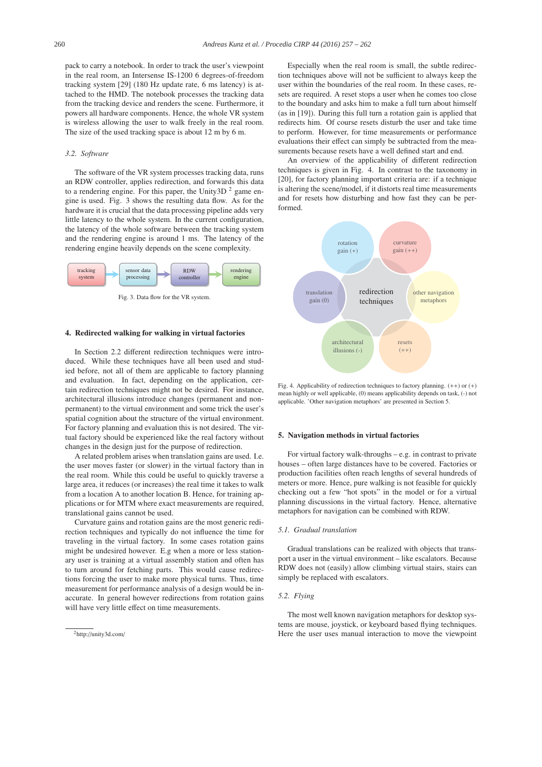pack to carry a notebook. In order to track the user's viewpoint in the real room, an Intersense IS-1200 6 degrees-of-freedom tracking system [29] (180 Hz update rate, 6 ms latency) is attached to the HMD. The notebook processes the tracking data from the tracking device and renders the scene. Furthermore, it powers all hardware components. Hence, the whole VR system is wireless allowing the user to walk freely in the real room. The size of the used tracking space is about 12 m by 6 m.

### 3.2. Software

The software of the VR system processes tracking data, runs an RDW controller, applies redirection, and forwards this data to a rendering engine. For this paper, the Unity3D [2] game engine is used. Fig. 3 shows the resulting data flow. As for the hardware it is crucial that the data processing pipeline adds very little latency to the whole system. In the current configuration, the latency of the whole software between the tracking system and the rendering engine is around 1 ms. The latency of the rendering engine heavily depends on the scene complexity.

tracking system
sensor data processing
RDW controller
rendering engine

Fig. 3. Data flow for the VR system.

## 4. Redirected walking for walking in virtual factories

In Section 2.2 different redirection techniques were introduced. While these techniques have all been used and studied before, not all of them are applicable to factory planning and evaluation. In fact, depending on the application, certain redirection techniques might not be desired. For instance, architectural illusions introduce changes (permanent and non-permanent) to the virtual environment and some trick the user's spatial cognition about the structure of the virtual environment. For factory planning and evaluation this is not desired. The virtual factory should be experienced like the real factory without changes in the design just for the purpose of redirection.

A related problem arises when translation gains are used. I.e. the user moves faster (or slower) in the virtual factory than in the real room. While this could be useful to quickly traverse a large area, it reduces (or increases) the real time it takes to walk from a location A to another location B. Hence, for training applications or for MTM where exact measurements are required, translational gains cannot be used.

Curvature gains and rotation gains are the most generic redirection techniques and typically do not influence the time for traveling in the virtual factory. In some cases rotation gains might be undesired however. E.g when a more or less stationary user is training at a virtual assembly station and often has to turn around for fetching parts. This would cause redirections forcing the user to make more physical turns. Thus, time measurement for performance analysis of a design would be inaccurate. In general however redirections from rotation gains will have very little effect on time measurements.

[2] http://unity3d.com/

Especially when the real room is small, the subtle redirection techniques above will not be sufficient to always keep the user within the boundaries of the real room. In these cases, resets are required. A reset stops a user when he comes too close to the boundary and asks him to make a full turn about himself (as in [19]). During this full turn a rotation gain is applied that redirects him. Of course resets disturb the user and take time to perform. However, for time measurements or performance evaluations their effect can simply be subtracted from the measurements because resets have a well defined start and end.

An overview of the applicability of different redirection techniques is given in Fig. 4. In contrast to the taxonomy in [20], for factory planning important criteria are: if a technique is altering the scene/model, if it distorts real time measurements and for resets how disturbing and how fast they can be performed.

redirection techniques
rotation gain (+)
curvature gain (++)
translation gain (0)
other navigation metaphors
architectural illusions (-)
resets (++)

Fig. 4. Applicability of redirection techniques to factory planning. (++) or (+) mean highly or well applicable, (0) means applicability depends on task, (-) not applicable. 'Other navigation metaphors' are presented in Section 5.

## 5. Navigation methods in virtual factories

For virtual factory walk-throughs – e.g. in contrast to private houses – often large distances have to be covered. Factories or production facilities often reach lengths of several hundreds of meters or more. Hence, pure walking is not feasible for quickly checking out a few "hot spots" in the model or for a virtual planning discussions in the virtual factory. Hence, alternative metaphors for navigation can be combined with RDW.

### 5.1. Gradual translation

Gradual translations can be realized with objects that transport a user in the virtual environment – like escalators. Because RDW does not (easily) allow climbing virtual stairs, stairs can simply be replaced with escalators.

### 5.2. Flying

The most well known navigation metaphors for desktop systems are mouse, joystick, or keyboard based flying techniques. Here the user uses manual interaction to move the viewpoint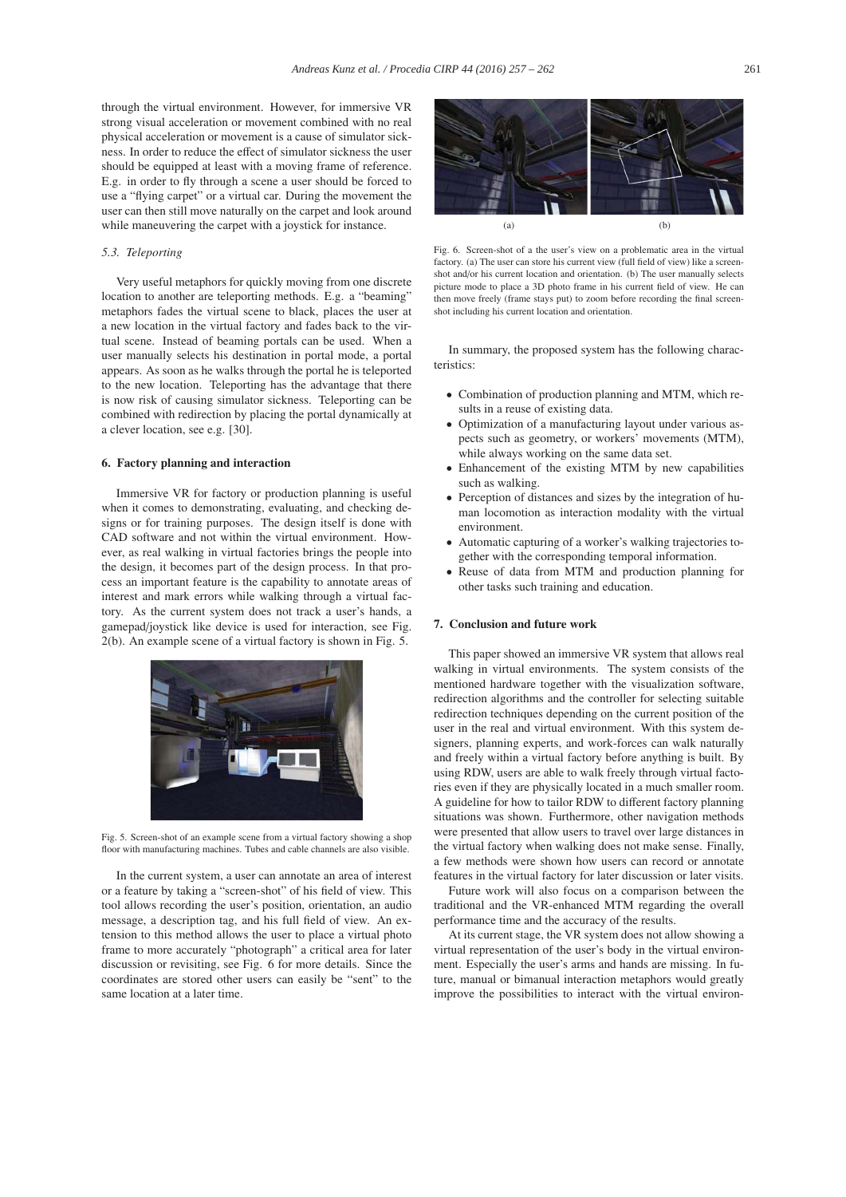through the virtual environment. However, for immersive VR strong visual acceleration or movement combined with no real physical acceleration or movement is a cause of simulator sickness. In order to reduce the effect of simulator sickness the user should be equipped at least with a moving frame of reference. E.g. in order to fly through a scene a user should be forced to use a "flying carpet" or a virtual car. During the movement the user can then still move naturally on the carpet and look around while maneuvering the carpet with a joystick for instance.

### *5.3. Teleporting*

Very useful metaphors for quickly moving from one discrete location to another are teleporting methods. E.g. a "beaming" metaphors fades the virtual scene to black, places the user at a new location in the virtual factory and fades back to the virtual scene. Instead of beaming portals can be used. When a user manually selects his destination in portal mode, a portal appears. As soon as he walks through the portal he is teleported to the new location. Teleporting has the advantage that there is now risk of causing simulator sickness. Teleporting can be combined with redirection by placing the portal dynamically at a clever location, see e.g. [30].

## 6. Factory planning and interaction

Immersive VR for factory or production planning is useful when it comes to demonstrating, evaluating, and checking designs or for training purposes. The design itself is done with CAD software and not within the virtual environment. However, as real walking in virtual factories brings the people into the design, it becomes part of the design process. In that process an important feature is the capability to annotate areas of interest and mark errors while walking through a virtual factory. As the current system does not track a user's hands, a gamepad/joystick like device is used for interaction, see Fig. 2(b). An example scene of a virtual factory is shown in Fig. 5.

Fig. 5. Screen-shot of an example scene from a virtual factory showing a shop floor with manufacturing machines. Tubes and cable channels are also visible.

In the current system, a user can annotate an area of interest or a feature by taking a "screen-shot" of his field of view. This tool allows recording the user's position, orientation, an audio message, a description tag, and his full field of view. An extension to this method allows the user to place a virtual photo frame to more accurately "photograph" a critical area for later discussion or revisiting, see Fig. 6 for more details. Since the coordinates are stored other users can easily be "sent" to the same location at a later time.

(a) (b)

Fig. 6. Screen-shot of a the user's view on a problematic area in the virtual factory. (a) The user can store his current view (full field of view) like a screen-shot and/or his current location and orientation. (b) The user manually selects picture mode to place a 3D photo frame in his current field of view. He can then move freely (frame stays put) to zoom before recording the final screen-shot including his current location and orientation.

In summary, the proposed system has the following characteristics:

- Combination of production planning and MTM, which results in a reuse of existing data.
- Optimization of a manufacturing layout under various aspects such as geometry, or workers' movements (MTM), while always working on the same data set.
- Enhancement of the existing MTM by new capabilities such as walking.
- Perception of distances and sizes by the integration of human locomotion as interaction modality with the virtual environment.
- Automatic capturing of a worker's walking trajectories together with the corresponding temporal information.
- Reuse of data from MTM and production planning for other tasks such training and education.

## 7. Conclusion and future work

This paper showed an immersive VR system that allows real walking in virtual environments. The system consists of the mentioned hardware together with the visualization software, redirection algorithms and the controller for selecting suitable redirection techniques depending on the current position of the user in the real and virtual environment. With this system designers, planning experts, and work-forces can walk naturally and freely within a virtual factory before anything is built. By using RDW, users are able to walk freely through virtual factories even if they are physically located in a much smaller room. A guideline for how to tailor RDW to different factory planning situations was shown. Furthermore, other navigation methods were presented that allow users to travel over large distances in the virtual factory when walking does not make sense. Finally, a few methods were shown how users can record or annotate features in the virtual factory for later discussion or later visits.

Future work will also focus on a comparison between the traditional and the VR-enhanced MTM regarding the overall performance time and the accuracy of the results.

At its current stage, the VR system does not allow showing a virtual representation of the user's body in the virtual environment. Especially the user's arms and hands are missing. In future, manual or bimanual interaction metaphors would greatly improve the possibilities to interact with the virtual environ-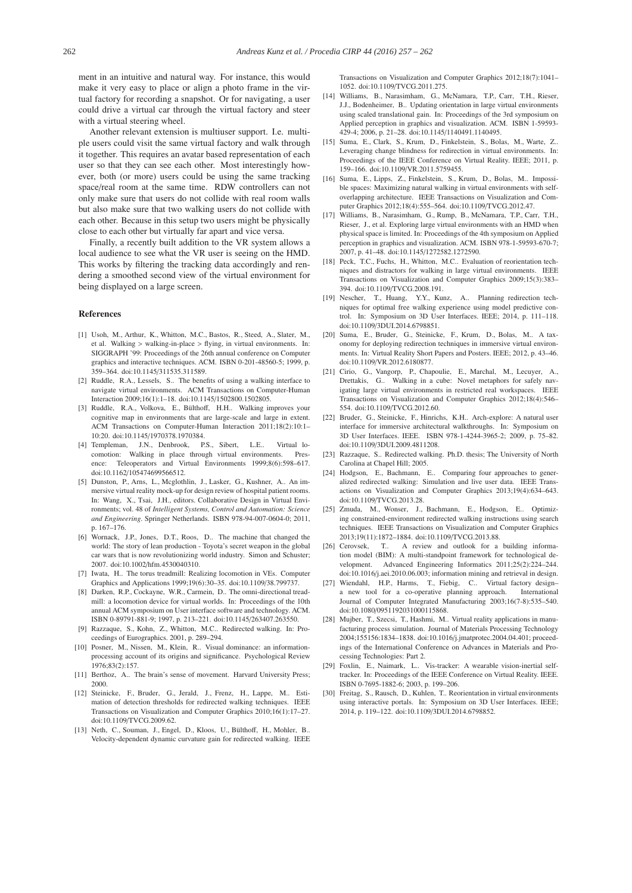ment in an intuitive and natural way. For instance, this would make it very easy to place or align a photo frame in the virtual factory for recording a snapshot. Or for navigating, a user could drive a virtual car through the virtual factory and steer with a virtual steering wheel.

Another relevant extension is multiuser support. I.e. multiple users could visit the same virtual factory and walk through it together. This requires an avatar based representation of each user so that they can see each other. Most interestingly however, both (or more) users could be using the same tracking space/real room at the same time. RDW controllers can not only make sure that users do not collide with real room walls but also make sure that two walking users do not collide with each other. Because in this setup two users might be physically close to each other but virtually far apart and vice versa.

Finally, a recently built addition to the VR system allows a local audience to see what the VR user is seeing on the HMD. This works by filtering the tracking data accordingly and rendering a smoothed second view of the virtual environment for being displayed on a large screen.

## References

[1] Usoh, M., Arthur, K., Whitton, M.C., Bastos, R., Steed, A., Slater, M., et al. Walking > walking-in-place > flying, in virtual environments. In: SIGGRAPH '99: Proceedings of the 26th annual conference on Computer graphics and interactive techniques. ACM. ISBN 0-201-48560-5; 1999, p. 359–364. doi:10.1145/311535.311589.

[2] Ruddle, R.A., Lessels, S.. The benefits of using a walking interface to navigate virtual environments. ACM Transactions on Computer-Human Interaction 2009;16(1):1–18. doi:10.1145/1502800.1502805.

[3] Ruddle, R.A., Volkova, E., Bülthoff, H.H.. Walking improves your cognitive map in environments that are large-scale and large in extent. ACM Transactions on Computer-Human Interaction 2011;18(2):10:1–10:20. doi:10.1145/1970378.1970384.

[4] Templeman, J.N., Denbrook, P.S., Sibert, L.E.. Virtual locomotion: Walking in place through virtual environments. Presence: Teleoperators and Virtual Environments 1999;8(6):598–617. doi:10.1162/105474699566512.

[5] Dunston, P., Arns, L., Mcglothlin, J., Lasker, G., Kushner, A.. An immersive virtual reality mock-up for design review of hospital patient rooms. In: Wang, X., Tsai, J.H., editors. Collaborative Design in Virtual Environments; vol. 48 of *Intelligent Systems, Control and Automation: Science and Engineering*. Springer Netherlands. ISBN 978-94-007-0604-0; 2011, p. 167–176.

[6] Wornack, J.P., Jones, D.T., Roos, D.. The machine that changed the world: The story of lean production - Toyota's secret weapon in the global car wars that is now revolutionizing world industry. Simon and Schuster; 2007. doi:10.1002/hfm.4530040310.

[7] Iwata, H.. The torus treadmill: Realizing locomotion in VEs. Computer Graphics and Applications 1999;19(6):30–35. doi:10.1109/38.799737.

[8] Darken, R.P., Cockayne, W.R., Carmein, D.. The omni-directional treadmill: a locomotion device for virtual worlds. In: Proceedings of the 10th annual ACM symposium on User interface software and technology. ACM. ISBN 0-89791-881-9; 1997, p. 213–221. doi:10.1145/263407.263550.

[9] Razzaque, S., Kohn, Z., Whitton, M.C.. Redirected walking. In: Proceedings of Eurographics. 2001, p. 289–294.

[10] Posner, M., Nissen, M., Klein, R.. Visual dominance: an information-processing account of its origins and significance. Psychological Review 1976;83(2):157.

[11] Berthoz, A.. The brain's sense of movement. Harvard University Press; 2000.

[12] Steinicke, F., Bruder, G., Jerald, J., Frenz, H., Lappe, M.. Estimation of detection thresholds for redirected walking techniques. IEEE Transactions on Visualization and Computer Graphics 2010;16(1):17–27. doi:10.1109/TVCG.2009.62.

[13] Neth, C., Souman, J., Engel, D., Kloos, U., Bülthoff, H., Mohler, B.. Velocity-dependent dynamic curvature gain for redirected walking. IEEE Transactions on Visualization and Computer Graphics 2012;18(7):1041–1052. doi:10.1109/TVCG.2011.275.

[14] Williams, B., Narasimham, G., McNamara, T.P., Carr, T.H., Rieser, J.J., Bodenheimer, B.. Updating orientation in large virtual environments using scaled translational gain. In: Proceedings of the 3rd symposium on Applied perception in graphics and visualization. ACM. ISBN 1-59593-429-4; 2006, p. 21–28. doi:10.1145/1140491.1140495.

[15] Suma, E., Clark, S., Krum, D., Finkelstein, S., Bolas, M., Warte, Z.. Leveraging change blindness for redirection in virtual environments. In: Proceedings of the IEEE Conference on Virtual Reality. IEEE; 2011, p. 159–166. doi:10.1109/VR.2011.5759455.

[16] Suma, E., Lipps, Z., Finkelstein, S., Krum, D., Bolas, M.. Impossible spaces: Maximizing natural walking in virtual environments with self-overlapping architecture. IEEE Transactions on Visualization and Computer Graphics 2012;18(4):555–564. doi:10.1109/TVCG.2012.47.

[17] Williams, B., Narasimham, G., Rump, B., McNamara, T.P., Carr, T.H., Rieser, J., et al. Exploring large virtual environments with an HMD when physical space is limited. In: Proceedings of the 4th symposium on Applied perception in graphics and visualization. ACM. ISBN 978-1-59593-670-7; 2007, p. 41–48. doi:10.1145/1272582.1272590.

[18] Peck, T.C., Fuchs, H., Whitton, M.C.. Evaluation of reorientation techniques and distractors for walking in large virtual environments. IEEE Transactions on Visualization and Computer Graphics 2009;15(3):383–394. doi:10.1109/TVCG.2008.191.

[19] Nescher, T., Huang, Y.Y., Kunz, A.. Planning redirection techniques for optimal free walking experience using model predictive control. In: Symposium on 3D User Interfaces. IEEE; 2014, p. 111–118. doi:10.1109/3DUI.2014.6798851.

[20] Suma, E., Bruder, G., Steinicke, F., Krum, D., Bolas, M.. A taxonomy for deploying redirection techniques in immersive virtual environments. In: Virtual Reality Short Papers and Posters. IEEE; 2012, p. 43–46. doi:10.1109/VR.2012.6180877.

[21] Cirio, G., Vangorp, P., Chapoulie, E., Marchal, M., Lecuyer, A., Drettakis, G.. Walking in a cube: Novel metaphors for safely navigating large virtual environments in restricted real workspaces. IEEE Transactions on Visualization and Computer Graphics 2012;18(4):546–554. doi:10.1109/TVCG.2012.60.

[22] Bruder, G., Steinicke, F., Hinrichs, K.H.. Arch-explore: A natural user interface for immersive architectural walkthroughs. In: Symposium on 3D User Interfaces. IEEE. ISBN 978-1-4244-3965-2; 2009, p. 75–82. doi:10.1109/3DUI.2009.4811208.

[23] Razzaque, S.. Redirected walking. Ph.D. thesis; The University of North Carolina at Chapel Hill; 2005.

[24] Hodgson, E., Bachmann, E.. Comparing four approaches to generalized redirected walking: Simulation and live user data. IEEE Transactions on Visualization and Computer Graphics 2013;19(4):634–643. doi:10.1109/TVCG.2013.28.

[25] Zmuda, M., Wonser, J., Bachmann, E., Hodgson, E.. Optimizing constrained-environment redirected walking instructions using search techniques. IEEE Transactions on Visualization and Computer Graphics 2013;19(11):1872–1884. doi:10.1109/TVCG.2013.88.

[26] Cerovsek, T.. A review and outlook for a building information model (BIM): A multi-standpoint framework for technological development. Advanced Engineering Informatics 2011;25(2):224–244. doi:10.1016/j.aei.2010.06.003; information mining and retrieval in design.

[27] Wiendahl, H.P., Harms, T., Fiebig, C.. Virtual factory design– a new tool for a co-operative planning approach. International Journal of Computer Integrated Manufacturing 2003;16(7-8):535–540. doi:10.1080/0951192031000115868.

[28] Mujber, T., Szecsi, T., Hashmi, M.. Virtual reality applications in manufacturing process simulation. Journal of Materials Processing Technology 2004;155156:1834–1838. doi:10.1016/j.jmatprotec.2004.04.401; proceedings of the International Conference on Advances in Materials and Processing Technologies: Part 2.

[29] Foxlin, E., Naimark, L.. Vis-tracker: A wearable vision-inertial self-tracker. In: Proceedings of the IEEE Conference on Virtual Reality. IEEE. ISBN 0-7695-1882-6; 2003, p. 199–206.

[30] Freitag, S., Rausch, D., Kuhlen, T.. Reorientation in virtual environments using interactive portals. In: Symposium on 3D User Interfaces. IEEE; 2014, p. 119–122. doi:10.1109/3DUI.2014.6798852.